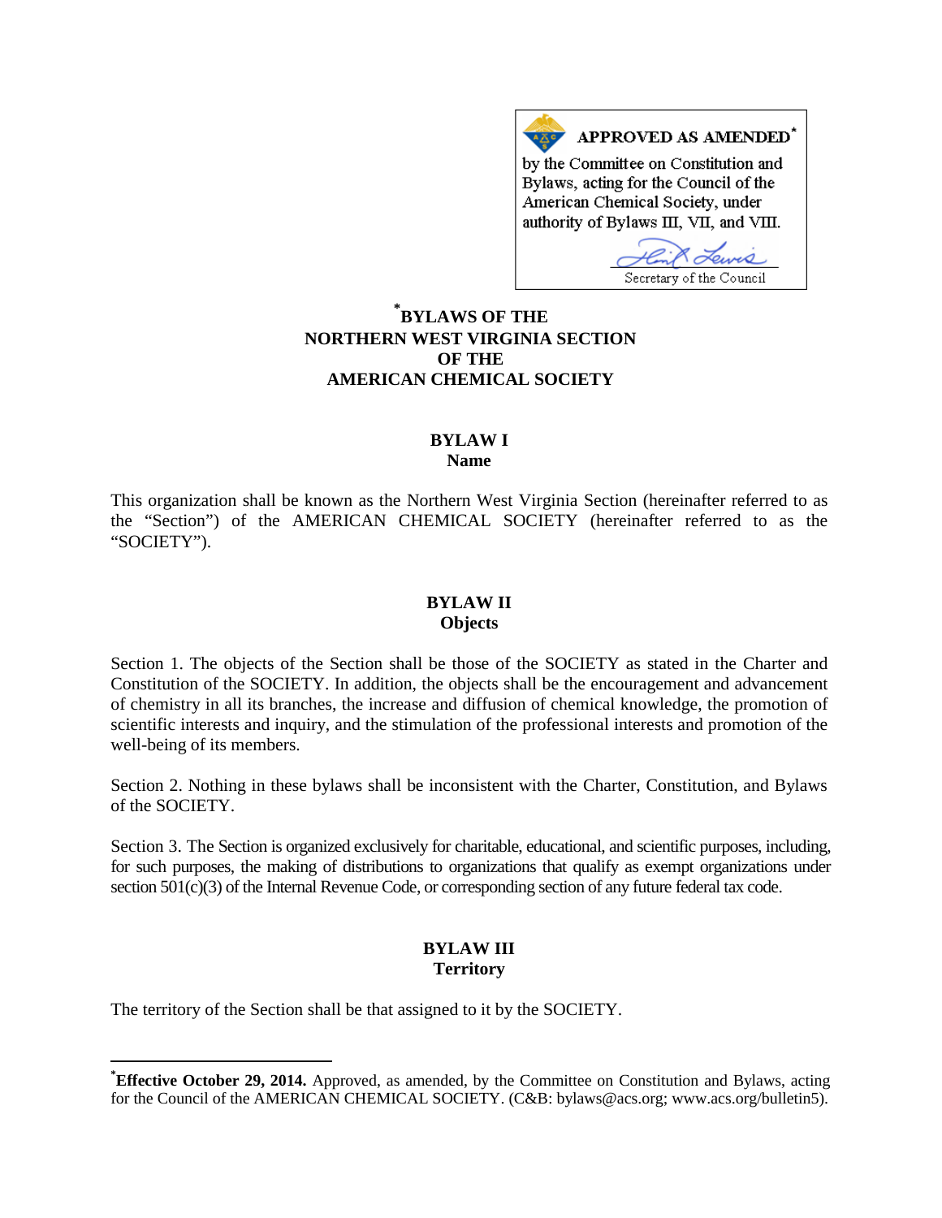**APPROVED AS AMENDED**[*]

by the Committee on Constitution and Bylaws, acting for the Council of the American Chemical Society, under authority of Bylaws III, VII, and VIII.

Secretary of the Council

# [*]BYLAWS OF THE NORTHERN WEST VIRGINIA SECTION OF THE AMERICAN CHEMICAL SOCIETY

## BYLAW I
### Name

This organization shall be known as the Northern West Virginia Section (hereinafter referred to as the "Section") of the AMERICAN CHEMICAL SOCIETY (hereinafter referred to as the "SOCIETY").

## BYLAW II
### Objects

Section 1. The objects of the Section shall be those of the SOCIETY as stated in the Charter and Constitution of the SOCIETY. In addition, the objects shall be the encouragement and advancement of chemistry in all its branches, the increase and diffusion of chemical knowledge, the promotion of scientific interests and inquiry, and the stimulation of the professional interests and promotion of the well-being of its members.

Section 2. Nothing in these bylaws shall be inconsistent with the Charter, Constitution, and Bylaws of the SOCIETY.

Section 3. The Section is organized exclusively for charitable, educational, and scientific purposes, including, for such purposes, the making of distributions to organizations that qualify as exempt organizations under section 501(c)(3) of the Internal Revenue Code, or corresponding section of any future federal tax code.

## BYLAW III
### Territory

The territory of the Section shall be that assigned to it by the SOCIETY.

---

[*]**Effective October 29, 2014.** Approved, as amended, by the Committee on Constitution and Bylaws, acting for the Council of the AMERICAN CHEMICAL SOCIETY. (C&B: bylaws@acs.org; www.acs.org/bulletin5).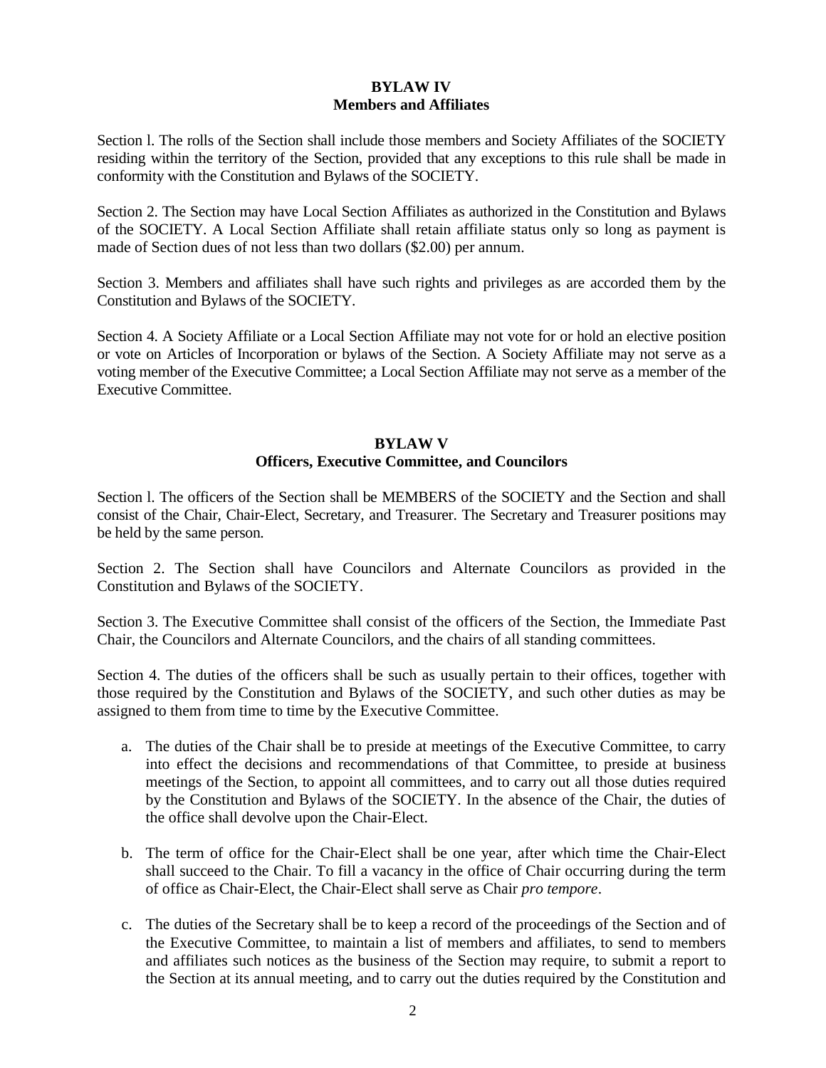## BYLAW IV
## Members and Affiliates

Section l. The rolls of the Section shall include those members and Society Affiliates of the SOCIETY residing within the territory of the Section, provided that any exceptions to this rule shall be made in conformity with the Constitution and Bylaws of the SOCIETY.

Section 2. The Section may have Local Section Affiliates as authorized in the Constitution and Bylaws of the SOCIETY. A Local Section Affiliate shall retain affiliate status only so long as payment is made of Section dues of not less than two dollars ($2.00) per annum.

Section 3. Members and affiliates shall have such rights and privileges as are accorded them by the Constitution and Bylaws of the SOCIETY.

Section 4. A Society Affiliate or a Local Section Affiliate may not vote for or hold an elective position or vote on Articles of Incorporation or bylaws of the Section. A Society Affiliate may not serve as a voting member of the Executive Committee; a Local Section Affiliate may not serve as a member of the Executive Committee.

## BYLAW V
## Officers, Executive Committee, and Councilors

Section l. The officers of the Section shall be MEMBERS of the SOCIETY and the Section and shall consist of the Chair, Chair-Elect, Secretary, and Treasurer. The Secretary and Treasurer positions may be held by the same person.

Section 2. The Section shall have Councilors and Alternate Councilors as provided in the Constitution and Bylaws of the SOCIETY.

Section 3. The Executive Committee shall consist of the officers of the Section, the Immediate Past Chair, the Councilors and Alternate Councilors, and the chairs of all standing committees.

Section 4. The duties of the officers shall be such as usually pertain to their offices, together with those required by the Constitution and Bylaws of the SOCIETY, and such other duties as may be assigned to them from time to time by the Executive Committee.

a. The duties of the Chair shall be to preside at meetings of the Executive Committee, to carry into effect the decisions and recommendations of that Committee, to preside at business meetings of the Section, to appoint all committees, and to carry out all those duties required by the Constitution and Bylaws of the SOCIETY. In the absence of the Chair, the duties of the office shall devolve upon the Chair-Elect.

b. The term of office for the Chair-Elect shall be one year, after which time the Chair-Elect shall succeed to the Chair. To fill a vacancy in the office of Chair occurring during the term of office as Chair-Elect, the Chair-Elect shall serve as Chair *pro tempore*.

c. The duties of the Secretary shall be to keep a record of the proceedings of the Section and of the Executive Committee, to maintain a list of members and affiliates, to send to members and affiliates such notices as the business of the Section may require, to submit a report to the Section at its annual meeting, and to carry out the duties required by the Constitution and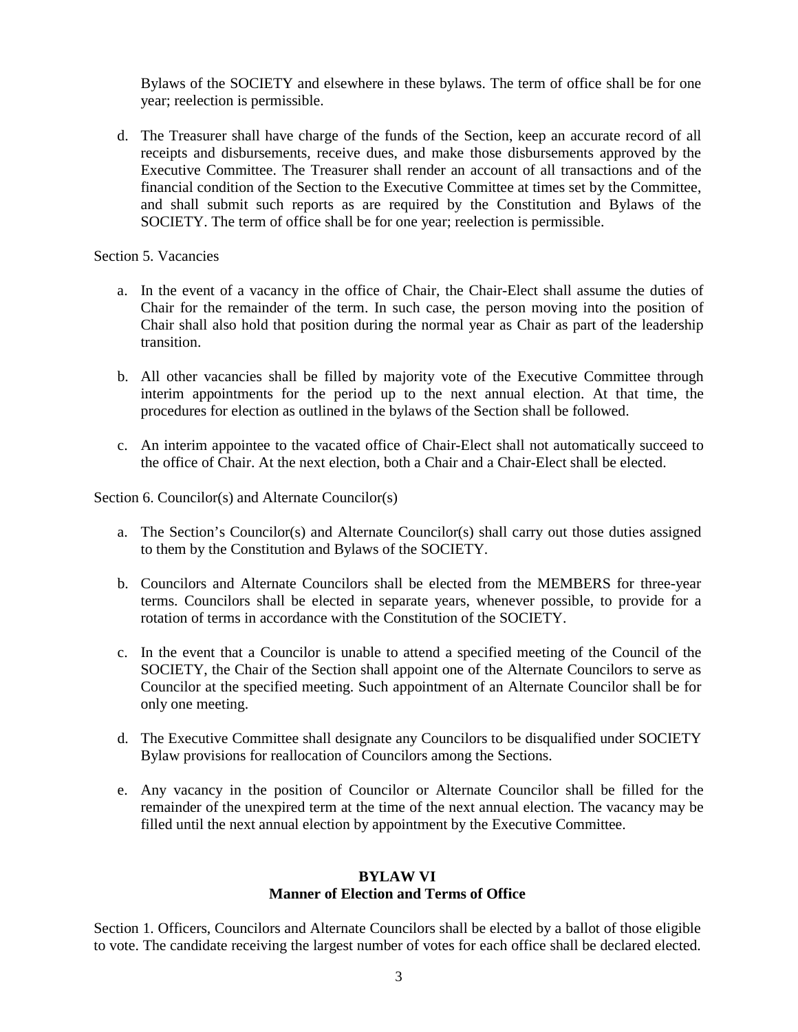Bylaws of the SOCIETY and elsewhere in these bylaws. The term of office shall be for one year; reelection is permissible.

d. The Treasurer shall have charge of the funds of the Section, keep an accurate record of all receipts and disbursements, receive dues, and make those disbursements approved by the Executive Committee. The Treasurer shall render an account of all transactions and of the financial condition of the Section to the Executive Committee at times set by the Committee, and shall submit such reports as are required by the Constitution and Bylaws of the SOCIETY. The term of office shall be for one year; reelection is permissible.

Section 5. Vacancies

a. In the event of a vacancy in the office of Chair, the Chair-Elect shall assume the duties of Chair for the remainder of the term. In such case, the person moving into the position of Chair shall also hold that position during the normal year as Chair as part of the leadership transition.

b. All other vacancies shall be filled by majority vote of the Executive Committee through interim appointments for the period up to the next annual election. At that time, the procedures for election as outlined in the bylaws of the Section shall be followed.

c. An interim appointee to the vacated office of Chair-Elect shall not automatically succeed to the office of Chair. At the next election, both a Chair and a Chair-Elect shall be elected.

Section 6. Councilor(s) and Alternate Councilor(s)

a. The Section's Councilor(s) and Alternate Councilor(s) shall carry out those duties assigned to them by the Constitution and Bylaws of the SOCIETY.

b. Councilors and Alternate Councilors shall be elected from the MEMBERS for three-year terms. Councilors shall be elected in separate years, whenever possible, to provide for a rotation of terms in accordance with the Constitution of the SOCIETY.

c. In the event that a Councilor is unable to attend a specified meeting of the Council of the SOCIETY, the Chair of the Section shall appoint one of the Alternate Councilors to serve as Councilor at the specified meeting. Such appointment of an Alternate Councilor shall be for only one meeting.

d. The Executive Committee shall designate any Councilors to be disqualified under SOCIETY Bylaw provisions for reallocation of Councilors among the Sections.

e. Any vacancy in the position of Councilor or Alternate Councilor shall be filled for the remainder of the unexpired term at the time of the next annual election. The vacancy may be filled until the next annual election by appointment by the Executive Committee.

## BYLAW VI
## Manner of Election and Terms of Office

Section 1. Officers, Councilors and Alternate Councilors shall be elected by a ballot of those eligible to vote. The candidate receiving the largest number of votes for each office shall be declared elected.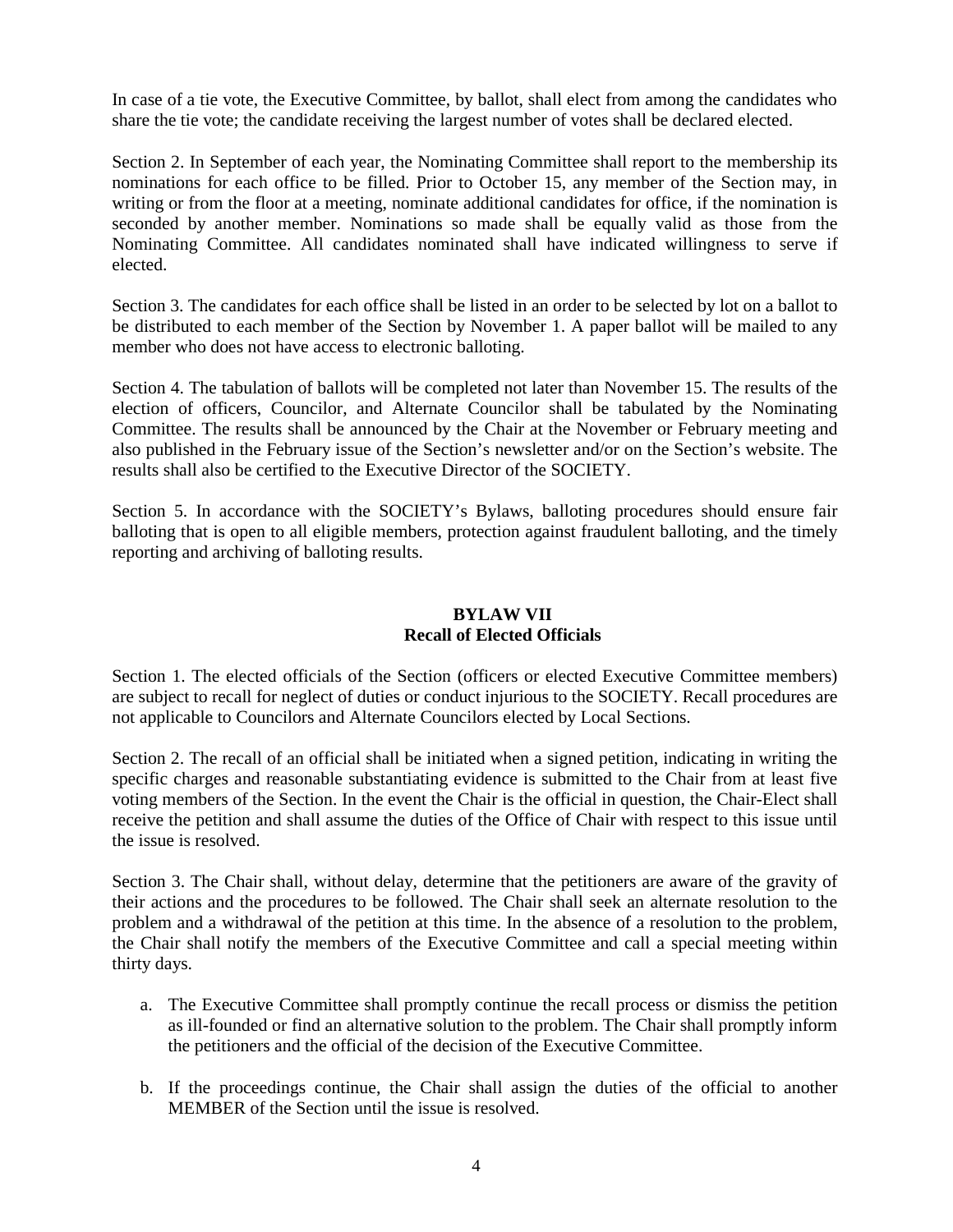In case of a tie vote, the Executive Committee, by ballot, shall elect from among the candidates who share the tie vote; the candidate receiving the largest number of votes shall be declared elected.

Section 2. In September of each year, the Nominating Committee shall report to the membership its nominations for each office to be filled. Prior to October 15, any member of the Section may, in writing or from the floor at a meeting, nominate additional candidates for office, if the nomination is seconded by another member. Nominations so made shall be equally valid as those from the Nominating Committee. All candidates nominated shall have indicated willingness to serve if elected.

Section 3. The candidates for each office shall be listed in an order to be selected by lot on a ballot to be distributed to each member of the Section by November 1. A paper ballot will be mailed to any member who does not have access to electronic balloting.

Section 4. The tabulation of ballots will be completed not later than November 15. The results of the election of officers, Councilor, and Alternate Councilor shall be tabulated by the Nominating Committee. The results shall be announced by the Chair at the November or February meeting and also published in the February issue of the Section's newsletter and/or on the Section's website. The results shall also be certified to the Executive Director of the SOCIETY.

Section 5. In accordance with the SOCIETY's Bylaws, balloting procedures should ensure fair balloting that is open to all eligible members, protection against fraudulent balloting, and the timely reporting and archiving of balloting results.

## BYLAW VII
## Recall of Elected Officials

Section 1. The elected officials of the Section (officers or elected Executive Committee members) are subject to recall for neglect of duties or conduct injurious to the SOCIETY. Recall procedures are not applicable to Councilors and Alternate Councilors elected by Local Sections.

Section 2. The recall of an official shall be initiated when a signed petition, indicating in writing the specific charges and reasonable substantiating evidence is submitted to the Chair from at least five voting members of the Section. In the event the Chair is the official in question, the Chair-Elect shall receive the petition and shall assume the duties of the Office of Chair with respect to this issue until the issue is resolved.

Section 3. The Chair shall, without delay, determine that the petitioners are aware of the gravity of their actions and the procedures to be followed. The Chair shall seek an alternate resolution to the problem and a withdrawal of the petition at this time. In the absence of a resolution to the problem, the Chair shall notify the members of the Executive Committee and call a special meeting within thirty days.

a. The Executive Committee shall promptly continue the recall process or dismiss the petition as ill-founded or find an alternative solution to the problem. The Chair shall promptly inform the petitioners and the official of the decision of the Executive Committee.

b. If the proceedings continue, the Chair shall assign the duties of the official to another MEMBER of the Section until the issue is resolved.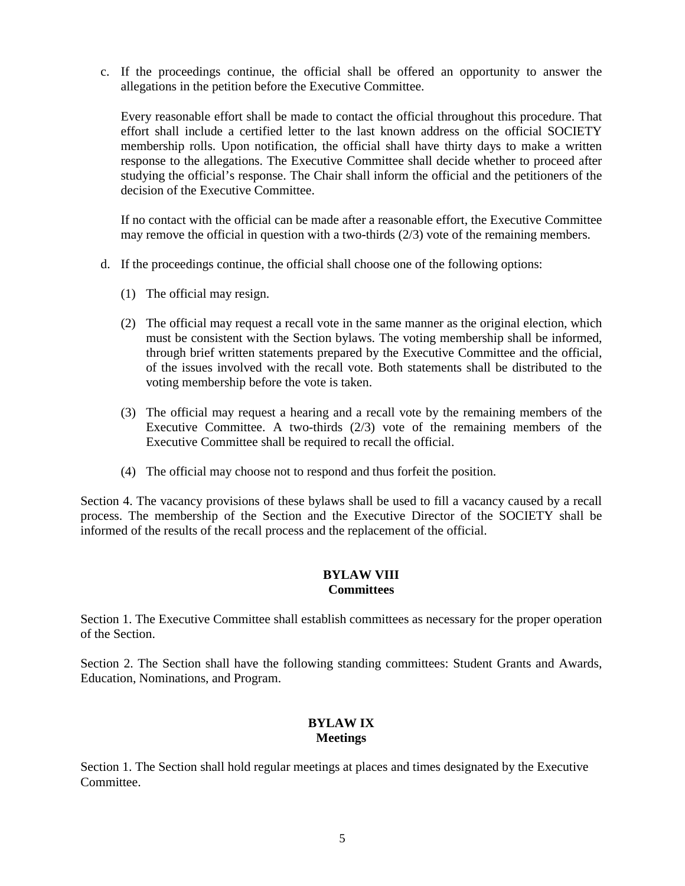c. If the proceedings continue, the official shall be offered an opportunity to answer the allegations in the petition before the Executive Committee.

   Every reasonable effort shall be made to contact the official throughout this procedure. That effort shall include a certified letter to the last known address on the official SOCIETY membership rolls. Upon notification, the official shall have thirty days to make a written response to the allegations. The Executive Committee shall decide whether to proceed after studying the official's response. The Chair shall inform the official and the petitioners of the decision of the Executive Committee.

   If no contact with the official can be made after a reasonable effort, the Executive Committee may remove the official in question with a two-thirds (2/3) vote of the remaining members.

d. If the proceedings continue, the official shall choose one of the following options:

   (1) The official may resign.

   (2) The official may request a recall vote in the same manner as the original election, which must be consistent with the Section bylaws. The voting membership shall be informed, through brief written statements prepared by the Executive Committee and the official, of the issues involved with the recall vote. Both statements shall be distributed to the voting membership before the vote is taken.

   (3) The official may request a hearing and a recall vote by the remaining members of the Executive Committee. A two-thirds (2/3) vote of the remaining members of the Executive Committee shall be required to recall the official.

   (4) The official may choose not to respond and thus forfeit the position.

Section 4. The vacancy provisions of these bylaws shall be used to fill a vacancy caused by a recall process. The membership of the Section and the Executive Director of the SOCIETY shall be informed of the results of the recall process and the replacement of the official.

## BYLAW VIII
## Committees

Section 1. The Executive Committee shall establish committees as necessary for the proper operation of the Section.

Section 2. The Section shall have the following standing committees: Student Grants and Awards, Education, Nominations, and Program.

## BYLAW IX
## Meetings

Section 1. The Section shall hold regular meetings at places and times designated by the Executive Committee.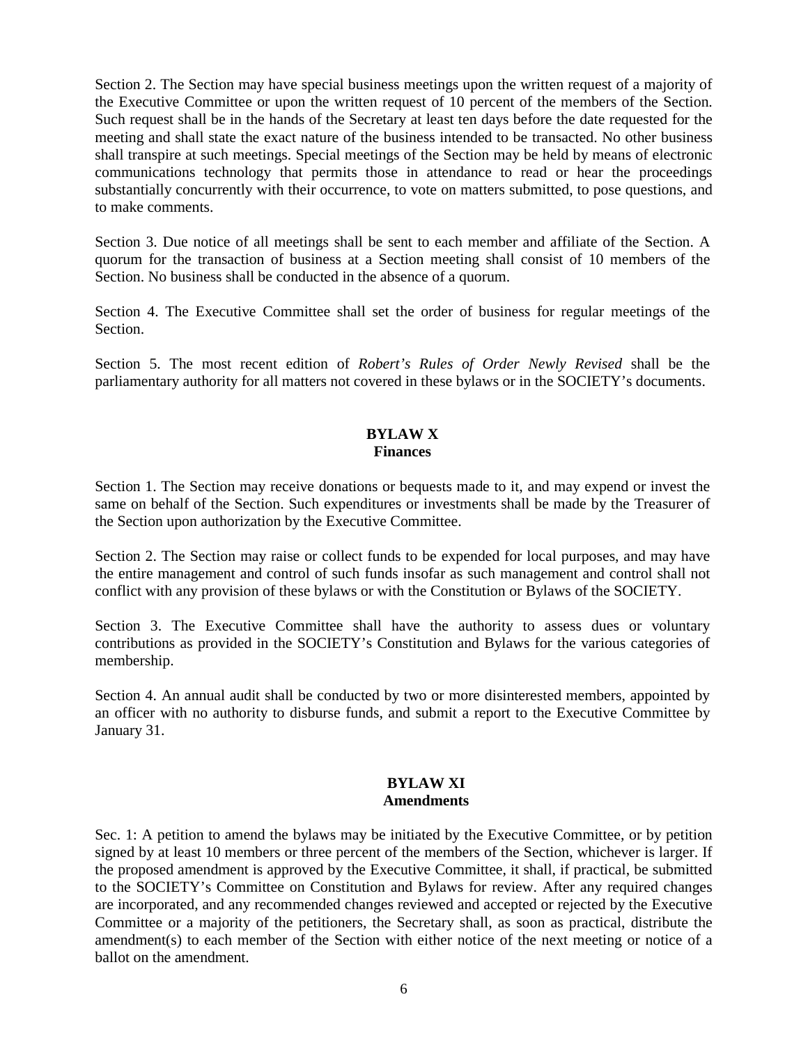Section 2. The Section may have special business meetings upon the written request of a majority of the Executive Committee or upon the written request of 10 percent of the members of the Section. Such request shall be in the hands of the Secretary at least ten days before the date requested for the meeting and shall state the exact nature of the business intended to be transacted. No other business shall transpire at such meetings. Special meetings of the Section may be held by means of electronic communications technology that permits those in attendance to read or hear the proceedings substantially concurrently with their occurrence, to vote on matters submitted, to pose questions, and to make comments.

Section 3. Due notice of all meetings shall be sent to each member and affiliate of the Section. A quorum for the transaction of business at a Section meeting shall consist of 10 members of the Section. No business shall be conducted in the absence of a quorum.

Section 4. The Executive Committee shall set the order of business for regular meetings of the Section.

Section 5. The most recent edition of *Robert's Rules of Order Newly Revised* shall be the parliamentary authority for all matters not covered in these bylaws or in the SOCIETY's documents.

## BYLAW X
## Finances

Section 1. The Section may receive donations or bequests made to it, and may expend or invest the same on behalf of the Section. Such expenditures or investments shall be made by the Treasurer of the Section upon authorization by the Executive Committee.

Section 2. The Section may raise or collect funds to be expended for local purposes, and may have the entire management and control of such funds insofar as such management and control shall not conflict with any provision of these bylaws or with the Constitution or Bylaws of the SOCIETY.

Section 3. The Executive Committee shall have the authority to assess dues or voluntary contributions as provided in the SOCIETY's Constitution and Bylaws for the various categories of membership.

Section 4. An annual audit shall be conducted by two or more disinterested members, appointed by an officer with no authority to disburse funds, and submit a report to the Executive Committee by January 31.

## BYLAW XI
## Amendments

Sec. 1: A petition to amend the bylaws may be initiated by the Executive Committee, or by petition signed by at least 10 members or three percent of the members of the Section, whichever is larger. If the proposed amendment is approved by the Executive Committee, it shall, if practical, be submitted to the SOCIETY's Committee on Constitution and Bylaws for review. After any required changes are incorporated, and any recommended changes reviewed and accepted or rejected by the Executive Committee or a majority of the petitioners, the Secretary shall, as soon as practical, distribute the amendment(s) to each member of the Section with either notice of the next meeting or notice of a ballot on the amendment.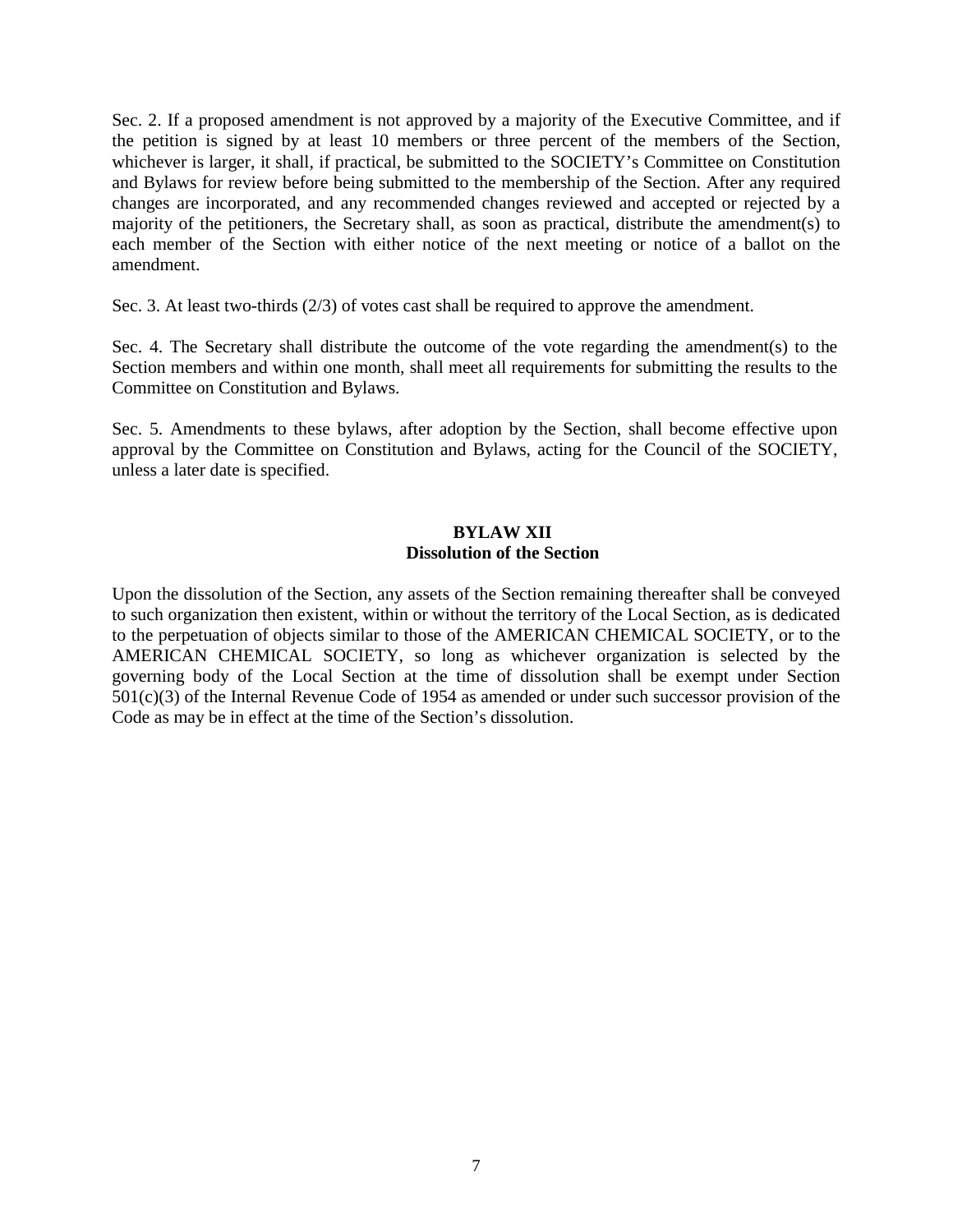Sec. 2. If a proposed amendment is not approved by a majority of the Executive Committee, and if the petition is signed by at least 10 members or three percent of the members of the Section, whichever is larger, it shall, if practical, be submitted to the SOCIETY's Committee on Constitution and Bylaws for review before being submitted to the membership of the Section. After any required changes are incorporated, and any recommended changes reviewed and accepted or rejected by a majority of the petitioners, the Secretary shall, as soon as practical, distribute the amendment(s) to each member of the Section with either notice of the next meeting or notice of a ballot on the amendment.

Sec. 3. At least two-thirds (2/3) of votes cast shall be required to approve the amendment.

Sec. 4. The Secretary shall distribute the outcome of the vote regarding the amendment(s) to the Section members and within one month, shall meet all requirements for submitting the results to the Committee on Constitution and Bylaws.

Sec. 5. Amendments to these bylaws, after adoption by the Section, shall become effective upon approval by the Committee on Constitution and Bylaws, acting for the Council of the SOCIETY, unless a later date is specified.

## BYLAW XII
## Dissolution of the Section

Upon the dissolution of the Section, any assets of the Section remaining thereafter shall be conveyed to such organization then existent, within or without the territory of the Local Section, as is dedicated to the perpetuation of objects similar to those of the AMERICAN CHEMICAL SOCIETY, or to the AMERICAN CHEMICAL SOCIETY, so long as whichever organization is selected by the governing body of the Local Section at the time of dissolution shall be exempt under Section 501(c)(3) of the Internal Revenue Code of 1954 as amended or under such successor provision of the Code as may be in effect at the time of the Section's dissolution.